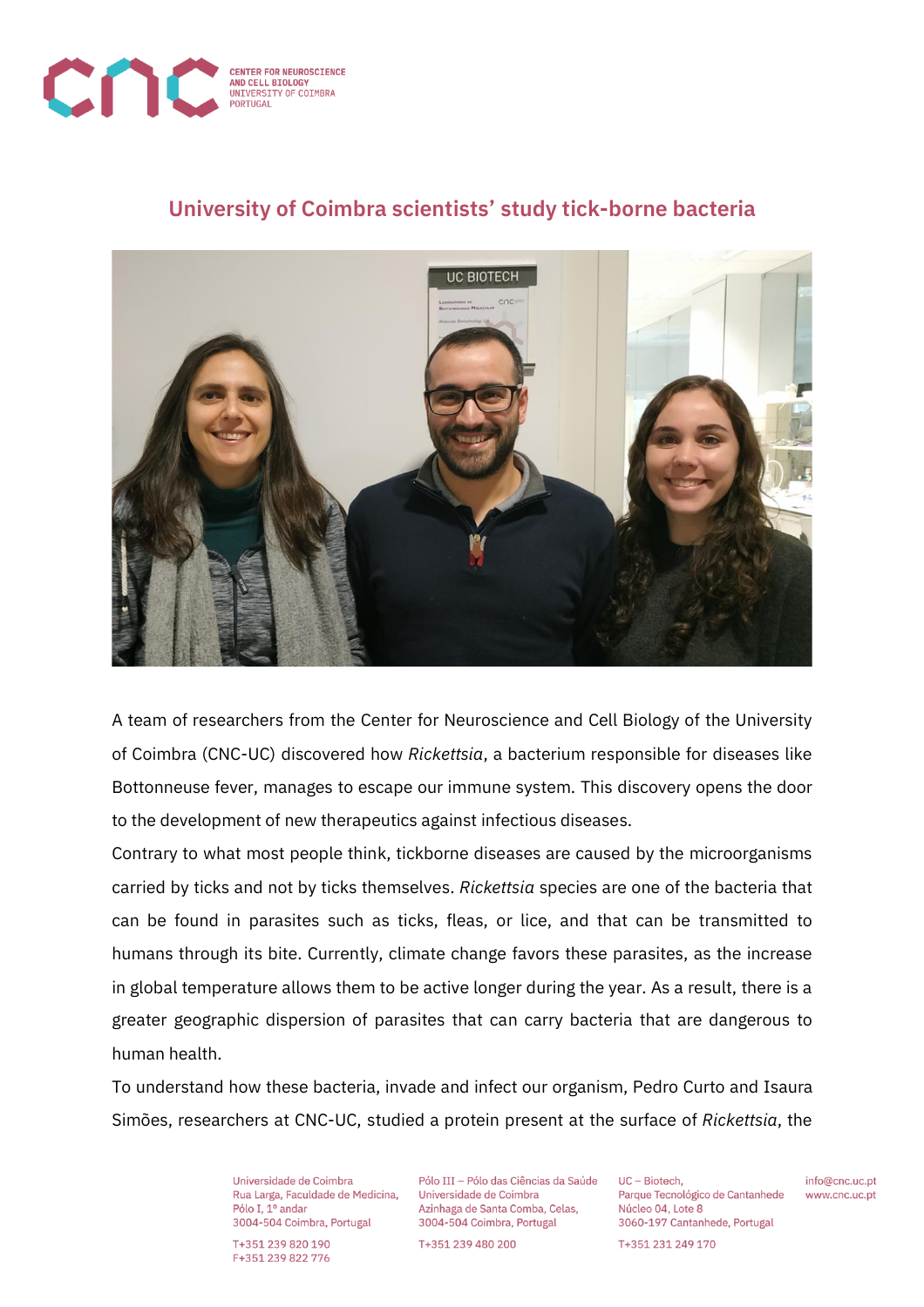# University of Coimbra scientists' study tick-borne bacteria

A team of researchers from the Center for Neuroscience and Cell Biology of the University of Coimbra (CNC-UC) discovered how *Rickettsia*, a bacterium responsible for diseases like Bottonneuse fever, manages to escape our immune system. This discovery opens the door to the development of new therapeutics against infectious diseases.

Contrary to what most people think, tickborne diseases are caused by the microorganisms carried by ticks and not by ticks themselves. *Rickettsia* species are one of the bacteria that can be found in parasites such as ticks, fleas, or lice, and that can be transmitted to humans through its bite. Currently, climate change favors these parasites, as the increase in global temperature allows them to be active longer during the year. As a result, there is a greater geographic dispersion of parasites that can carry bacteria that are dangerous to human health.

To understand how these bacteria, invade and infect our organism, Pedro Curto and Isaura Simões, researchers at CNC-UC, studied a protein present at the surface of *Rickettsia*, the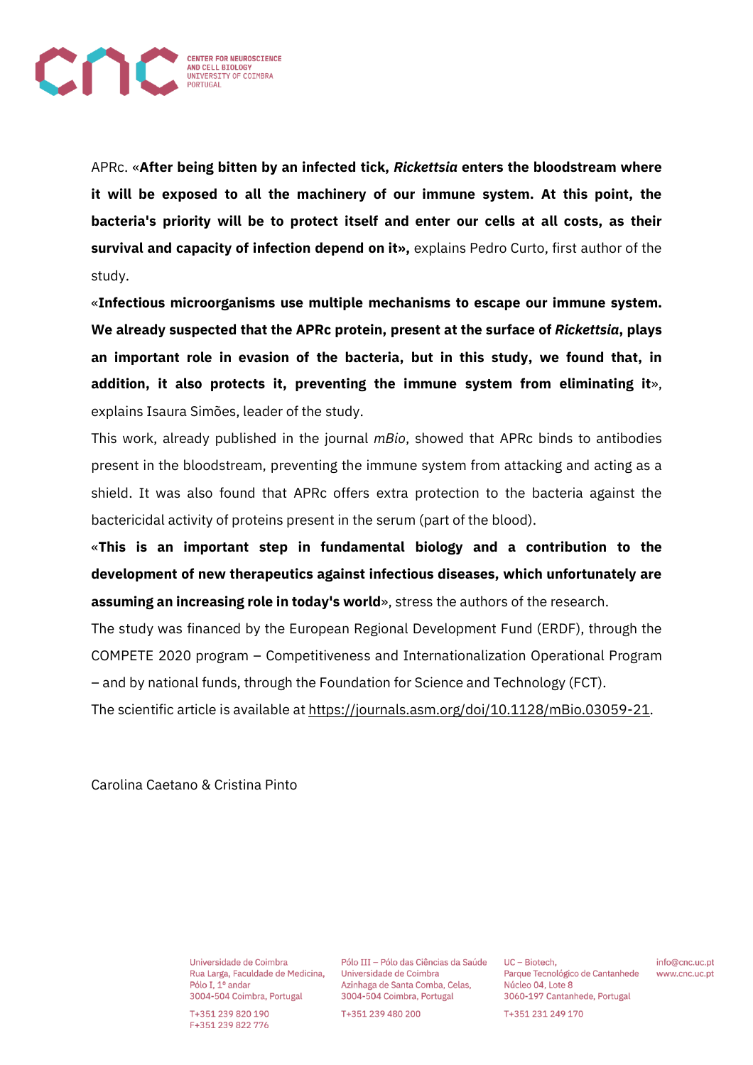APRc. «**After being bitten by an infected tick, *Rickettsia* enters the bloodstream where it will be exposed to all the machinery of our immune system. At this point, the bacteria's priority will be to protect itself and enter our cells at all costs, as their survival and capacity of infection depend on it»,** explains Pedro Curto, first author of the study.

«**Infectious microorganisms use multiple mechanisms to escape our immune system. We already suspected that the APRc protein, present at the surface of *Rickettsia*, plays an important role in evasion of the bacteria, but in this study, we found that, in addition, it also protects it, preventing the immune system from eliminating it**», explains Isaura Simões, leader of the study.

This work, already published in the journal *mBio*, showed that APRc binds to antibodies present in the bloodstream, preventing the immune system from attacking and acting as a shield. It was also found that APRc offers extra protection to the bacteria against the bactericidal activity of proteins present in the serum (part of the blood).

«**This is an important step in fundamental biology and a contribution to the development of new therapeutics against infectious diseases, which unfortunately are assuming an increasing role in today's world**», stress the authors of the research.

The study was financed by the European Regional Development Fund (ERDF), through the COMPETE 2020 program – Competitiveness and Internationalization Operational Program – and by national funds, through the Foundation for Science and Technology (FCT).

The scientific article is available at https://journals.asm.org/doi/10.1128/mBio.03059-21.

Carolina Caetano & Cristina Pinto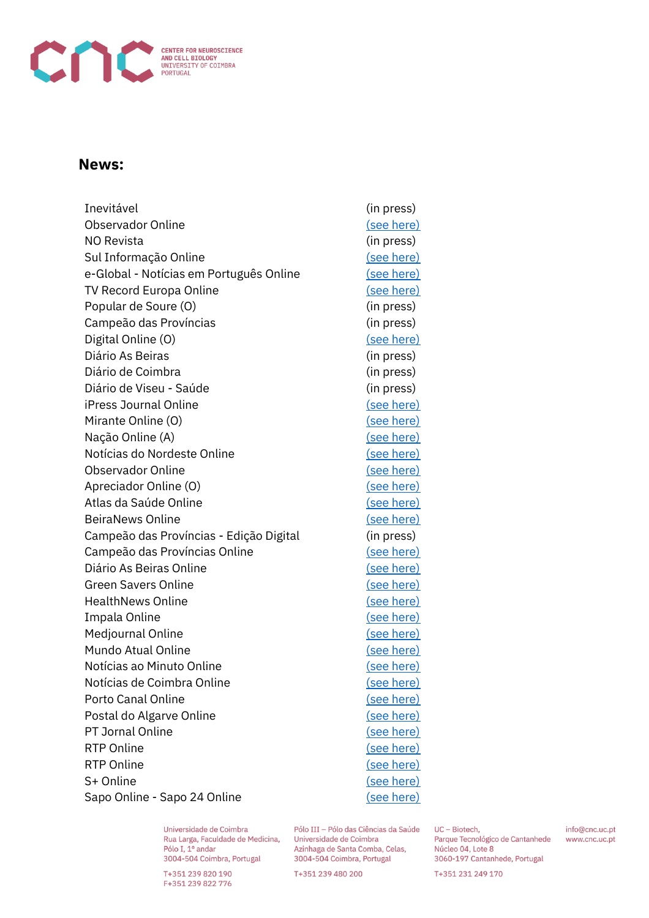## News:

| | |
|---|---|
| Inevitável | (in press) |
| Observador Online | (see here) |
| NO Revista | (in press) |
| Sul Informação Online | (see here) |
| e-Global - Notícias em Português Online | (see here) |
| TV Record Europa Online | (see here) |
| Popular de Soure (O) | (in press) |
| Campeão das Províncias | (in press) |
| Digital Online (O) | (see here) |
| Diário As Beiras | (in press) |
| Diário de Coimbra | (in press) |
| Diário de Viseu - Saúde | (in press) |
| iPress Journal Online | (see here) |
| Mirante Online (O) | (see here) |
| Nação Online (A) | (see here) |
| Notícias do Nordeste Online | (see here) |
| Observador Online | (see here) |
| Apreciador Online (O) | (see here) |
| Atlas da Saúde Online | (see here) |
| BeiraNews Online | (see here) |
| Campeão das Províncias - Edição Digital | (in press) |
| Campeão das Províncias Online | (see here) |
| Diário As Beiras Online | (see here) |
| Green Savers Online | (see here) |
| HealthNews Online | (see here) |
| Impala Online | (see here) |
| Medjournal Online | (see here) |
| Mundo Atual Online | (see here) |
| Notícias ao Minuto Online | (see here) |
| Notícias de Coimbra Online | (see here) |
| Porto Canal Online | (see here) |
| Postal do Algarve Online | (see here) |
| PT Jornal Online | (see here) |
| RTP Online | (see here) |
| RTP Online | (see here) |
| S+ Online | (see here) |
| Sapo Online - Sapo 24 Online | (see here) |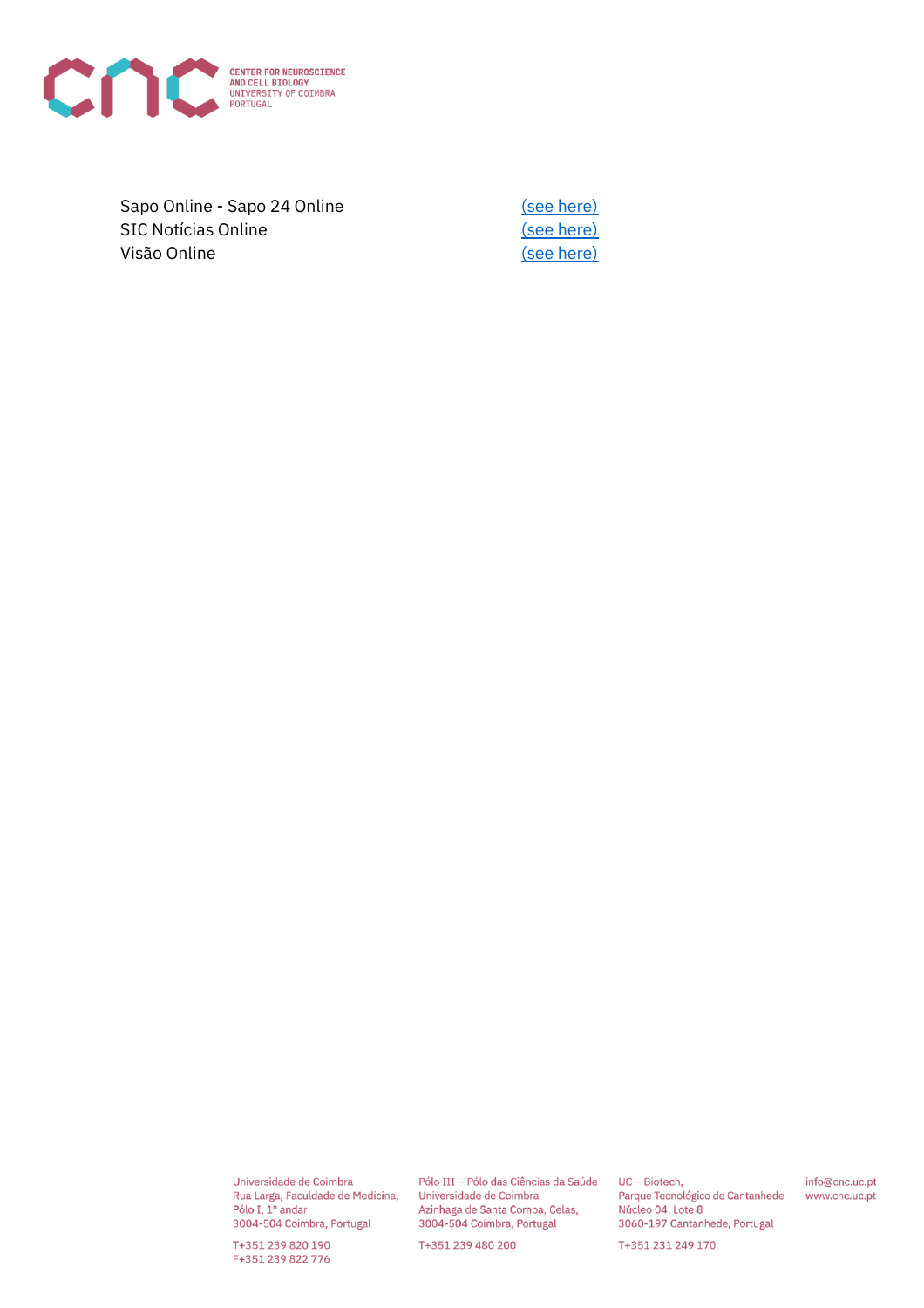| | |
|---|---|
| Sapo Online - Sapo 24 Online | (see here) |
| SIC Notícias Online | (see here) |
| Visão Online | (see here) |